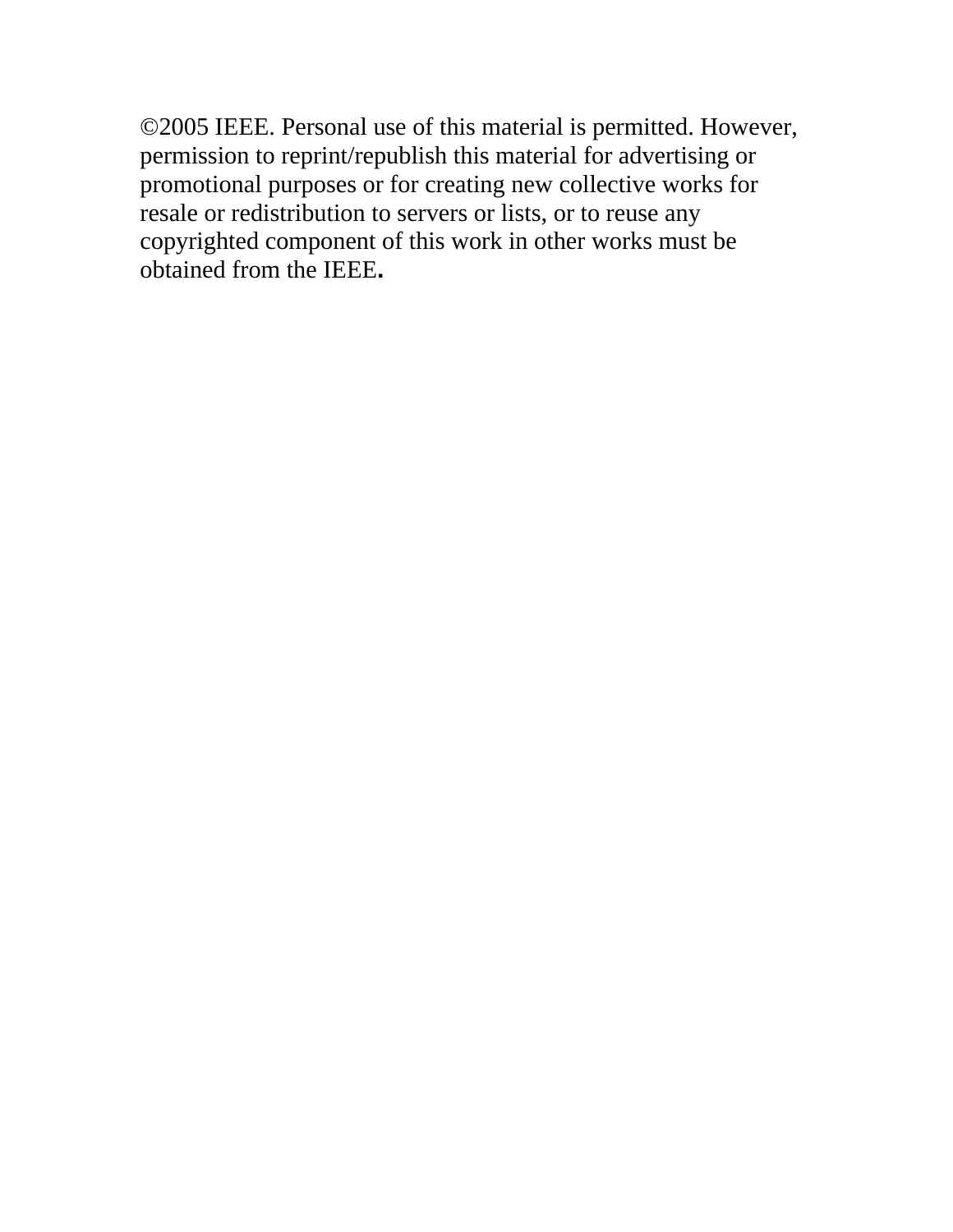©2005 IEEE. Personal use of this material is permitted. However, permission to reprint/republish this material for advertising or promotional purposes or for creating new collective works for resale or redistribution to servers or lists, or to reuse any copyrighted component of this work in other works must be obtained from the IEEE.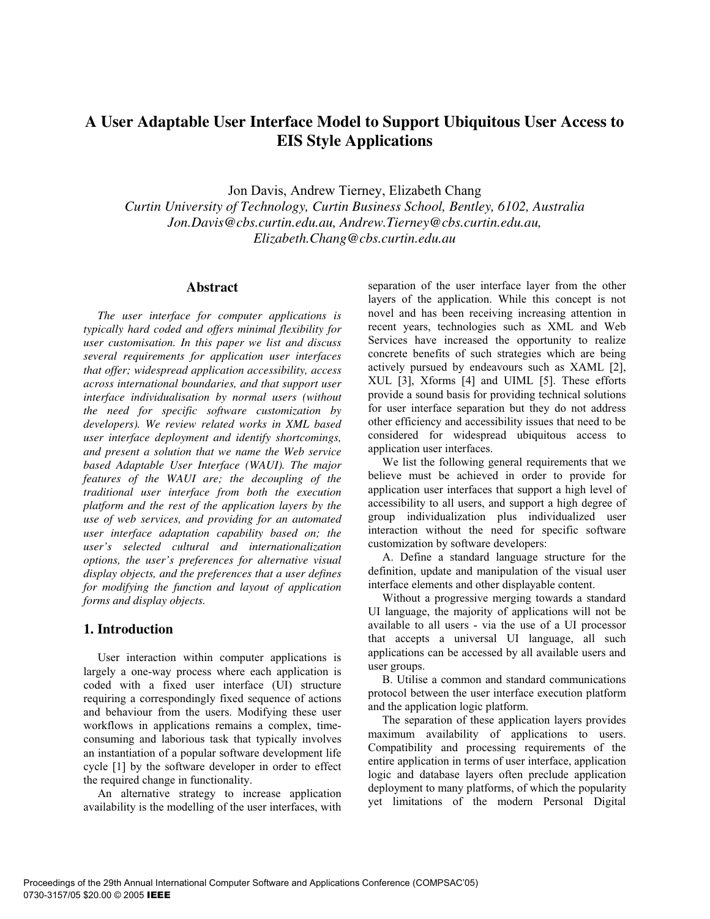# A User Adaptable User Interface Model to Support Ubiquitous User Access to EIS Style Applications

Jon Davis, Andrew Tierney, Elizabeth Chang

*Curtin University of Technology, Curtin Business School, Bentley, 6102, Australia*
*Jon.Davis@cbs.curtin.edu.au, Andrew.Tierney@cbs.curtin.edu.au, Elizabeth.Chang@cbs.curtin.edu.au*

## Abstract

*The user interface for computer applications is typically hard coded and offers minimal flexibility for user customisation. In this paper we list and discuss several requirements for application user interfaces that offer; widespread application accessibility, access across international boundaries, and that support user interface individualisation by normal users (without the need for specific software customization by developers). We review related works in XML based user interface deployment and identify shortcomings, and present a solution that we name the Web service based Adaptable User Interface (WAUI). The major features of the WAUI are; the decoupling of the traditional user interface from both the execution platform and the rest of the application layers by the use of web services, and providing for an automated user interface adaptation capability based on; the user's selected cultural and internationalization options, the user's preferences for alternative visual display objects, and the preferences that a user defines for modifying the function and layout of application forms and display objects.*

## 1. Introduction

User interaction within computer applications is largely a one-way process where each application is coded with a fixed user interface (UI) structure requiring a correspondingly fixed sequence of actions and behaviour from the users. Modifying these user workflows in applications remains a complex, time-consuming and laborious task that typically involves an instantiation of a popular software development life cycle [1] by the software developer in order to effect the required change in functionality.

An alternative strategy to increase application availability is the modelling of the user interfaces, with separation of the user interface layer from the other layers of the application. While this concept is not novel and has been receiving increasing attention in recent years, technologies such as XML and Web Services have increased the opportunity to realize concrete benefits of such strategies which are being actively pursued by endeavours such as XAML [2], XUL [3], Xforms [4] and UIML [5]. These efforts provide a sound basis for providing technical solutions for user interface separation but they do not address other efficiency and accessibility issues that need to be considered for widespread ubiquitous access to application user interfaces.

We list the following general requirements that we believe must be achieved in order to provide for application user interfaces that support a high level of accessibility to all users, and support a high degree of group individualization plus individualized user interaction without the need for specific software customization by software developers:

A. Define a standard language structure for the definition, update and manipulation of the visual user interface elements and other displayable content.

Without a progressive merging towards a standard UI language, the majority of applications will not be available to all users - via the use of a UI processor that accepts a universal UI language, all such applications can be accessed by all available users and user groups.

B. Utilise a common and standard communications protocol between the user interface execution platform and the application logic platform.

The separation of these application layers provides maximum availability of applications to users. Compatibility and processing requirements of the entire application in terms of user interface, application logic and database layers often preclude application deployment to many platforms, of which the popularity yet limitations of the modern Personal Digital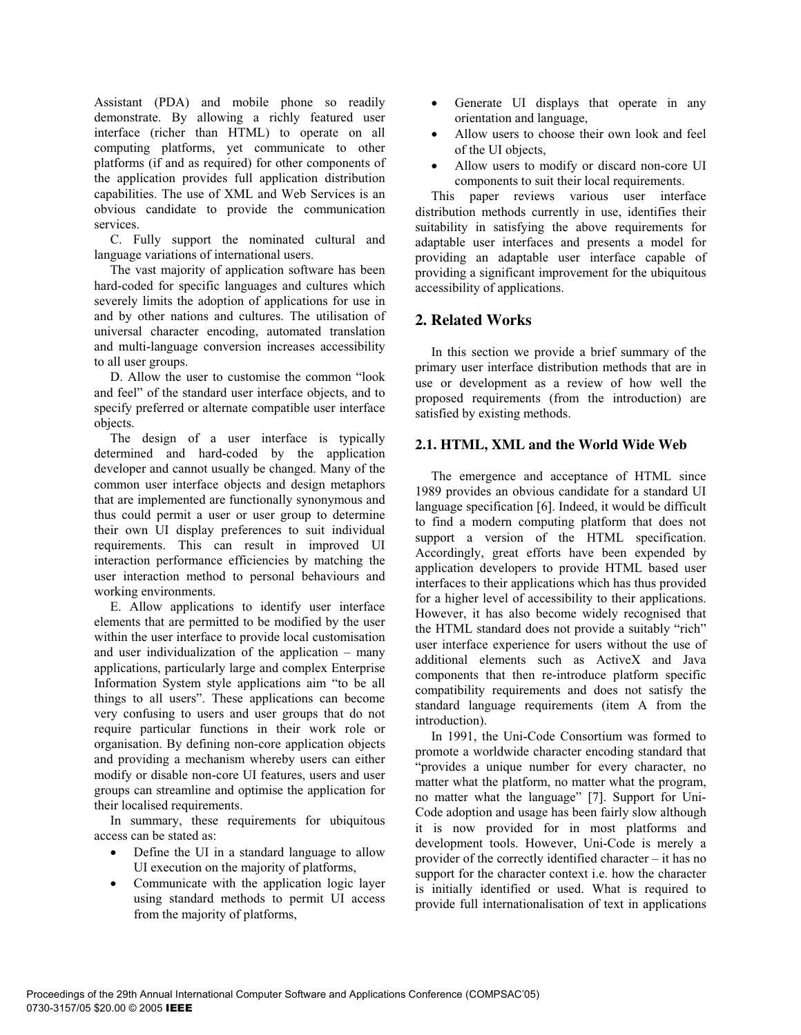Assistant (PDA) and mobile phone so readily demonstrate. By allowing a richly featured user interface (richer than HTML) to operate on all computing platforms, yet communicate to other platforms (if and as required) for other components of the application provides full application distribution capabilities. The use of XML and Web Services is an obvious candidate to provide the communication services.

C. Fully support the nominated cultural and language variations of international users.

The vast majority of application software has been hard-coded for specific languages and cultures which severely limits the adoption of applications for use in and by other nations and cultures. The utilisation of universal character encoding, automated translation and multi-language conversion increases accessibility to all user groups.

D. Allow the user to customise the common "look and feel" of the standard user interface objects, and to specify preferred or alternate compatible user interface objects.

The design of a user interface is typically determined and hard-coded by the application developer and cannot usually be changed. Many of the common user interface objects and design metaphors that are implemented are functionally synonymous and thus could permit a user or user group to determine their own UI display preferences to suit individual requirements. This can result in improved UI interaction performance efficiencies by matching the user interaction method to personal behaviours and working environments.

E. Allow applications to identify user interface elements that are permitted to be modified by the user within the user interface to provide local customisation and user individualization of the application – many applications, particularly large and complex Enterprise Information System style applications aim "to be all things to all users". These applications can become very confusing to users and user groups that do not require particular functions in their work role or organisation. By defining non-core application objects and providing a mechanism whereby users can either modify or disable non-core UI features, users and user groups can streamline and optimise the application for their localised requirements.

In summary, these requirements for ubiquitous access can be stated as:

- Define the UI in a standard language to allow UI execution on the majority of platforms,
- Communicate with the application logic layer using standard methods to permit UI access from the majority of platforms,
- Generate UI displays that operate in any orientation and language,
- Allow users to choose their own look and feel of the UI objects,
- Allow users to modify or discard non-core UI components to suit their local requirements.

This paper reviews various user interface distribution methods currently in use, identifies their suitability in satisfying the above requirements for adaptable user interfaces and presents a model for providing an adaptable user interface capable of providing a significant improvement for the ubiquitous accessibility of applications.

## 2. Related Works

In this section we provide a brief summary of the primary user interface distribution methods that are in use or development as a review of how well the proposed requirements (from the introduction) are satisfied by existing methods.

### 2.1. HTML, XML and the World Wide Web

The emergence and acceptance of HTML since 1989 provides an obvious candidate for a standard UI language specification [6]. Indeed, it would be difficult to find a modern computing platform that does not support a version of the HTML specification. Accordingly, great efforts have been expended by application developers to provide HTML based user interfaces to their applications which has thus provided for a higher level of accessibility to their applications. However, it has also become widely recognised that the HTML standard does not provide a suitably "rich" user interface experience for users without the use of additional elements such as ActiveX and Java components that then re-introduce platform specific compatibility requirements and does not satisfy the standard language requirements (item A from the introduction).

In 1991, the Uni-Code Consortium was formed to promote a worldwide character encoding standard that "provides a unique number for every character, no matter what the platform, no matter what the program, no matter what the language" [7]. Support for Uni-Code adoption and usage has been fairly slow although it is now provided for in most platforms and development tools. However, Uni-Code is merely a provider of the correctly identified character – it has no support for the character context i.e. how the character is initially identified or used. What is required to provide full internationalisation of text in applications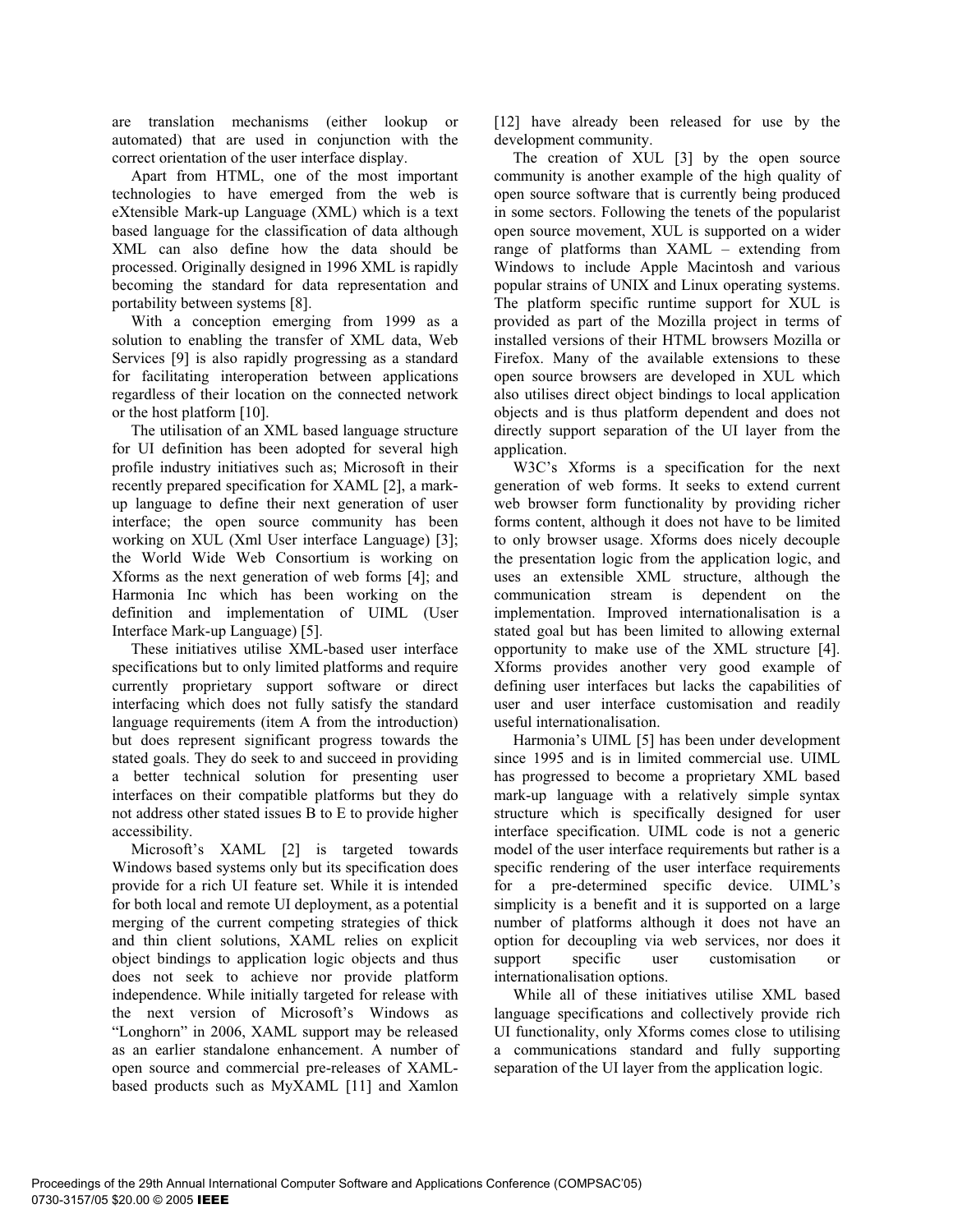are translation mechanisms (either lookup or automated) that are used in conjunction with the correct orientation of the user interface display.

Apart from HTML, one of the most important technologies to have emerged from the web is eXtensible Mark-up Language (XML) which is a text based language for the classification of data although XML can also define how the data should be processed. Originally designed in 1996 XML is rapidly becoming the standard for data representation and portability between systems [8].

With a conception emerging from 1999 as a solution to enabling the transfer of XML data, Web Services [9] is also rapidly progressing as a standard for facilitating interoperation between applications regardless of their location on the connected network or the host platform [10].

The utilisation of an XML based language structure for UI definition has been adopted for several high profile industry initiatives such as; Microsoft in their recently prepared specification for XAML [2], a mark-up language to define their next generation of user interface; the open source community has been working on XUL (Xml User interface Language) [3]; the World Wide Web Consortium is working on Xforms as the next generation of web forms [4]; and Harmonia Inc which has been working on the definition and implementation of UIML (User Interface Mark-up Language) [5].

These initiatives utilise XML-based user interface specifications but to only limited platforms and require currently proprietary support software or direct interfacing which does not fully satisfy the standard language requirements (item A from the introduction) but does represent significant progress towards the stated goals. They do seek to and succeed in providing a better technical solution for presenting user interfaces on their compatible platforms but they do not address other stated issues B to E to provide higher accessibility.

Microsoft's XAML [2] is targeted towards Windows based systems only but its specification does provide for a rich UI feature set. While it is intended for both local and remote UI deployment, as a potential merging of the current competing strategies of thick and thin client solutions, XAML relies on explicit object bindings to application logic objects and thus does not seek to achieve nor provide platform independence. While initially targeted for release with the next version of Microsoft's Windows as "Longhorn" in 2006, XAML support may be released as an earlier standalone enhancement. A number of open source and commercial pre-releases of XAML-based products such as MyXAML [11] and Xamlon [12] have already been released for use by the development community.

The creation of XUL [3] by the open source community is another example of the high quality of open source software that is currently being produced in some sectors. Following the tenets of the popularist open source movement, XUL is supported on a wider range of platforms than XAML – extending from Windows to include Apple Macintosh and various popular strains of UNIX and Linux operating systems. The platform specific runtime support for XUL is provided as part of the Mozilla project in terms of installed versions of their HTML browsers Mozilla or Firefox. Many of the available extensions to these open source browsers are developed in XUL which also utilises direct object bindings to local application objects and is thus platform dependent and does not directly support separation of the UI layer from the application.

W3C's Xforms is a specification for the next generation of web forms. It seeks to extend current web browser form functionality by providing richer forms content, although it does not have to be limited to only browser usage. Xforms does nicely decouple the presentation logic from the application logic, and uses an extensible XML structure, although the communication stream is dependent on the implementation. Improved internationalisation is a stated goal but has been limited to allowing external opportunity to make use of the XML structure [4]. Xforms provides another very good example of defining user interfaces but lacks the capabilities of user and user interface customisation and readily useful internationalisation.

Harmonia's UIML [5] has been under development since 1995 and is in limited commercial use. UIML has progressed to become a proprietary XML based mark-up language with a relatively simple syntax structure which is specifically designed for user interface specification. UIML code is not a generic model of the user interface requirements but rather is a specific rendering of the user interface requirements for a pre-determined specific device. UIML's simplicity is a benefit and it is supported on a large number of platforms although it does not have an option for decoupling via web services, nor does it support specific user customisation or internationalisation options.

While all of these initiatives utilise XML based language specifications and collectively provide rich UI functionality, only Xforms comes close to utilising a communications standard and fully supporting separation of the UI layer from the application logic.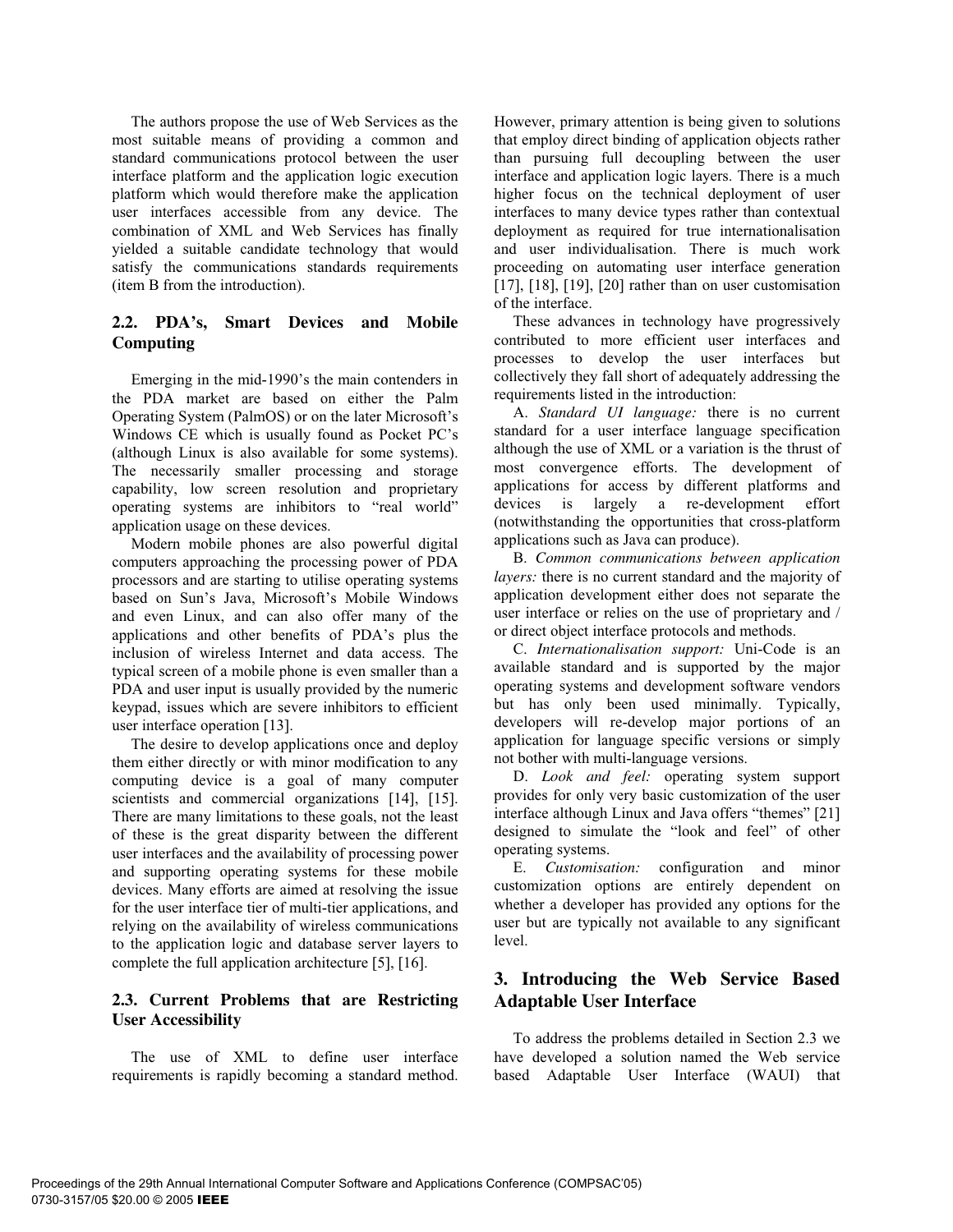The authors propose the use of Web Services as the most suitable means of providing a common and standard communications protocol between the user interface platform and the application logic execution platform which would therefore make the application user interfaces accessible from any device. The combination of XML and Web Services has finally yielded a suitable candidate technology that would satisfy the communications standards requirements (item B from the introduction).

## 2.2. PDA's, Smart Devices and Mobile Computing

Emerging in the mid-1990's the main contenders in the PDA market are based on either the Palm Operating System (PalmOS) or on the later Microsoft's Windows CE which is usually found as Pocket PC's (although Linux is also available for some systems). The necessarily smaller processing and storage capability, low screen resolution and proprietary operating systems are inhibitors to "real world" application usage on these devices.

Modern mobile phones are also powerful digital computers approaching the processing power of PDA processors and are starting to utilise operating systems based on Sun's Java, Microsoft's Mobile Windows and even Linux, and can also offer many of the applications and other benefits of PDA's plus the inclusion of wireless Internet and data access. The typical screen of a mobile phone is even smaller than a PDA and user input is usually provided by the numeric keypad, issues which are severe inhibitors to efficient user interface operation [13].

The desire to develop applications once and deploy them either directly or with minor modification to any computing device is a goal of many computer scientists and commercial organizations [14], [15]. There are many limitations to these goals, not the least of these is the great disparity between the different user interfaces and the availability of processing power and supporting operating systems for these mobile devices. Many efforts are aimed at resolving the issue for the user interface tier of multi-tier applications, and relying on the availability of wireless communications to the application logic and database server layers to complete the full application architecture [5], [16].

## 2.3. Current Problems that are Restricting User Accessibility

The use of XML to define user interface requirements is rapidly becoming a standard method. However, primary attention is being given to solutions that employ direct binding of application objects rather than pursuing full decoupling between the user interface and application logic layers. There is a much higher focus on the technical deployment of user interfaces to many device types rather than contextual deployment as required for true internationalisation and user individualisation. There is much work proceeding on automating user interface generation [17], [18], [19], [20] rather than on user customisation of the interface.

These advances in technology have progressively contributed to more efficient user interfaces and processes to develop the user interfaces but collectively they fall short of adequately addressing the requirements listed in the introduction:

A. *Standard UI language:* there is no current standard for a user interface language specification although the use of XML or a variation is the thrust of most convergence efforts. The development of applications for access by different platforms and devices is largely a re-development effort (notwithstanding the opportunities that cross-platform applications such as Java can produce).

B. *Common communications between application layers:* there is no current standard and the majority of application development either does not separate the user interface or relies on the use of proprietary and / or direct object interface protocols and methods.

C. *Internationalisation support:* Uni-Code is an available standard and is supported by the major operating systems and development software vendors but has only been used minimally. Typically, developers will re-develop major portions of an application for language specific versions or simply not bother with multi-language versions.

D. *Look and feel:* operating system support provides for only very basic customization of the user interface although Linux and Java offers "themes" [21] designed to simulate the "look and feel" of other operating systems.

E. *Customisation:* configuration and minor customization options are entirely dependent on whether a developer has provided any options for the user but are typically not available to any significant level.

# 3. Introducing the Web Service Based Adaptable User Interface

To address the problems detailed in Section 2.3 we have developed a solution named the Web service based Adaptable User Interface (WAUI) that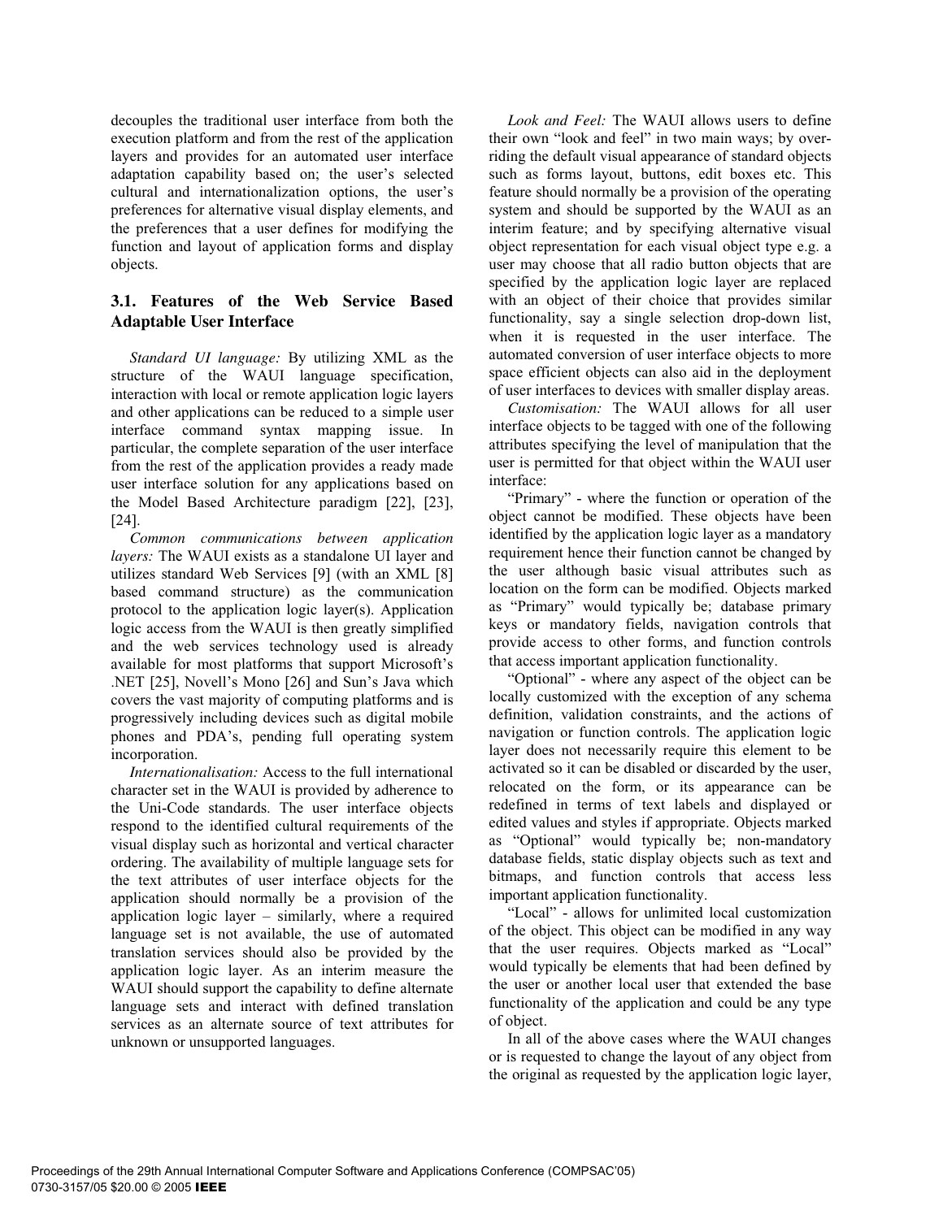decouples the traditional user interface from both the execution platform and from the rest of the application layers and provides for an automated user interface adaptation capability based on; the user's selected cultural and internationalization options, the user's preferences for alternative visual display elements, and the preferences that a user defines for modifying the function and layout of application forms and display objects.

### 3.1. Features of the Web Service Based Adaptable User Interface

*Standard UI language:* By utilizing XML as the structure of the WAUI language specification, interaction with local or remote application logic layers and other applications can be reduced to a simple user interface command syntax mapping issue. In particular, the complete separation of the user interface from the rest of the application provides a ready made user interface solution for any applications based on the Model Based Architecture paradigm [22], [23], [24].

*Common communications between application layers:* The WAUI exists as a standalone UI layer and utilizes standard Web Services [9] (with an XML [8] based command structure) as the communication protocol to the application logic layer(s). Application logic access from the WAUI is then greatly simplified and the web services technology used is already available for most platforms that support Microsoft's .NET [25], Novell's Mono [26] and Sun's Java which covers the vast majority of computing platforms and is progressively including devices such as digital mobile phones and PDA's, pending full operating system incorporation.

*Internationalisation:* Access to the full international character set in the WAUI is provided by adherence to the Uni-Code standards. The user interface objects respond to the identified cultural requirements of the visual display such as horizontal and vertical character ordering. The availability of multiple language sets for the text attributes of user interface objects for the application should normally be a provision of the application logic layer – similarly, where a required language set is not available, the use of automated translation services should also be provided by the application logic layer. As an interim measure the WAUI should support the capability to define alternate language sets and interact with defined translation services as an alternate source of text attributes for unknown or unsupported languages.

*Look and Feel:* The WAUI allows users to define their own "look and feel" in two main ways; by over-riding the default visual appearance of standard objects such as forms layout, buttons, edit boxes etc. This feature should normally be a provision of the operating system and should be supported by the WAUI as an interim feature; and by specifying alternative visual object representation for each visual object type e.g. a user may choose that all radio button objects that are specified by the application logic layer are replaced with an object of their choice that provides similar functionality, say a single selection drop-down list, when it is requested in the user interface. The automated conversion of user interface objects to more space efficient objects can also aid in the deployment of user interfaces to devices with smaller display areas.

*Customisation:* The WAUI allows for all user interface objects to be tagged with one of the following attributes specifying the level of manipulation that the user is permitted for that object within the WAUI user interface:

"Primary" - where the function or operation of the object cannot be modified. These objects have been identified by the application logic layer as a mandatory requirement hence their function cannot be changed by the user although basic visual attributes such as location on the form can be modified. Objects marked as "Primary" would typically be; database primary keys or mandatory fields, navigation controls that provide access to other forms, and function controls that access important application functionality.

"Optional" - where any aspect of the object can be locally customized with the exception of any schema definition, validation constraints, and the actions of navigation or function controls. The application logic layer does not necessarily require this element to be activated so it can be disabled or discarded by the user, relocated on the form, or its appearance can be redefined in terms of text labels and displayed or edited values and styles if appropriate. Objects marked as "Optional" would typically be; non-mandatory database fields, static display objects such as text and bitmaps, and function controls that access less important application functionality.

"Local" - allows for unlimited local customization of the object. This object can be modified in any way that the user requires. Objects marked as "Local" would typically be elements that had been defined by the user or another local user that extended the base functionality of the application and could be any type of object.

In all of the above cases where the WAUI changes or is requested to change the layout of any object from the original as requested by the application logic layer,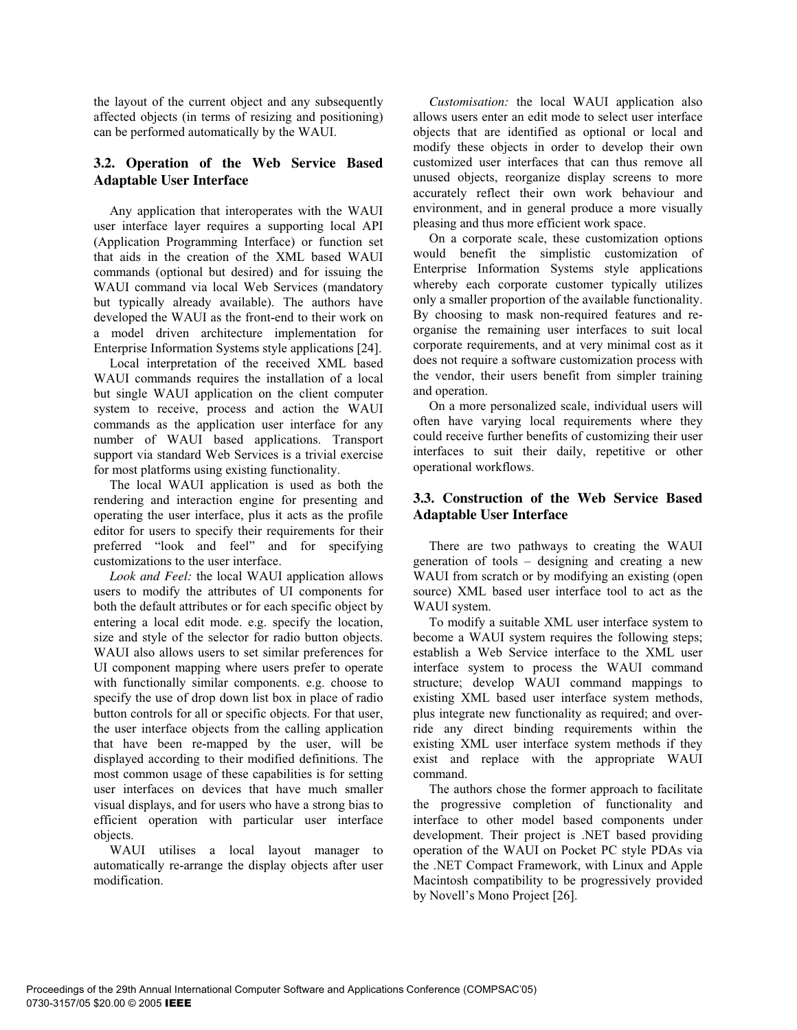the layout of the current object and any subsequently affected objects (in terms of resizing and positioning) can be performed automatically by the WAUI.

### 3.2. Operation of the Web Service Based Adaptable User Interface

Any application that interoperates with the WAUI user interface layer requires a supporting local API (Application Programming Interface) or function set that aids in the creation of the XML based WAUI commands (optional but desired) and for issuing the WAUI command via local Web Services (mandatory but typically already available). The authors have developed the WAUI as the front-end to their work on a model driven architecture implementation for Enterprise Information Systems style applications [24].

Local interpretation of the received XML based WAUI commands requires the installation of a local but single WAUI application on the client computer system to receive, process and action the WAUI commands as the application user interface for any number of WAUI based applications. Transport support via standard Web Services is a trivial exercise for most platforms using existing functionality.

The local WAUI application is used as both the rendering and interaction engine for presenting and operating the user interface, plus it acts as the profile editor for users to specify their requirements for their preferred "look and feel" and for specifying customizations to the user interface.

*Look and Feel:* the local WAUI application allows users to modify the attributes of UI components for both the default attributes or for each specific object by entering a local edit mode. e.g. specify the location, size and style of the selector for radio button objects. WAUI also allows users to set similar preferences for UI component mapping where users prefer to operate with functionally similar components. e.g. choose to specify the use of drop down list box in place of radio button controls for all or specific objects. For that user, the user interface objects from the calling application that have been re-mapped by the user, will be displayed according to their modified definitions. The most common usage of these capabilities is for setting user interfaces on devices that have much smaller visual displays, and for users who have a strong bias to efficient operation with particular user interface objects.

WAUI utilises a local layout manager to automatically re-arrange the display objects after user modification.

*Customisation:* the local WAUI application also allows users enter an edit mode to select user interface objects that are identified as optional or local and modify these objects in order to develop their own customized user interfaces that can thus remove all unused objects, reorganize display screens to more accurately reflect their own work behaviour and environment, and in general produce a more visually pleasing and thus more efficient work space.

On a corporate scale, these customization options would benefit the simplistic customization of Enterprise Information Systems style applications whereby each corporate customer typically utilizes only a smaller proportion of the available functionality. By choosing to mask non-required features and re-organise the remaining user interfaces to suit local corporate requirements, and at very minimal cost as it does not require a software customization process with the vendor, their users benefit from simpler training and operation.

On a more personalized scale, individual users will often have varying local requirements where they could receive further benefits of customizing their user interfaces to suit their daily, repetitive or other operational workflows.

### 3.3. Construction of the Web Service Based Adaptable User Interface

There are two pathways to creating the WAUI generation of tools – designing and creating a new WAUI from scratch or by modifying an existing (open source) XML based user interface tool to act as the WAUI system.

To modify a suitable XML user interface system to become a WAUI system requires the following steps; establish a Web Service interface to the XML user interface system to process the WAUI command structure; develop WAUI command mappings to existing XML based user interface system methods, plus integrate new functionality as required; and over-ride any direct binding requirements within the existing XML user interface system methods if they exist and replace with the appropriate WAUI command.

The authors chose the former approach to facilitate the progressive completion of functionality and interface to other model based components under development. Their project is .NET based providing operation of the WAUI on Pocket PC style PDAs via the .NET Compact Framework, with Linux and Apple Macintosh compatibility to be progressively provided by Novell's Mono Project [26].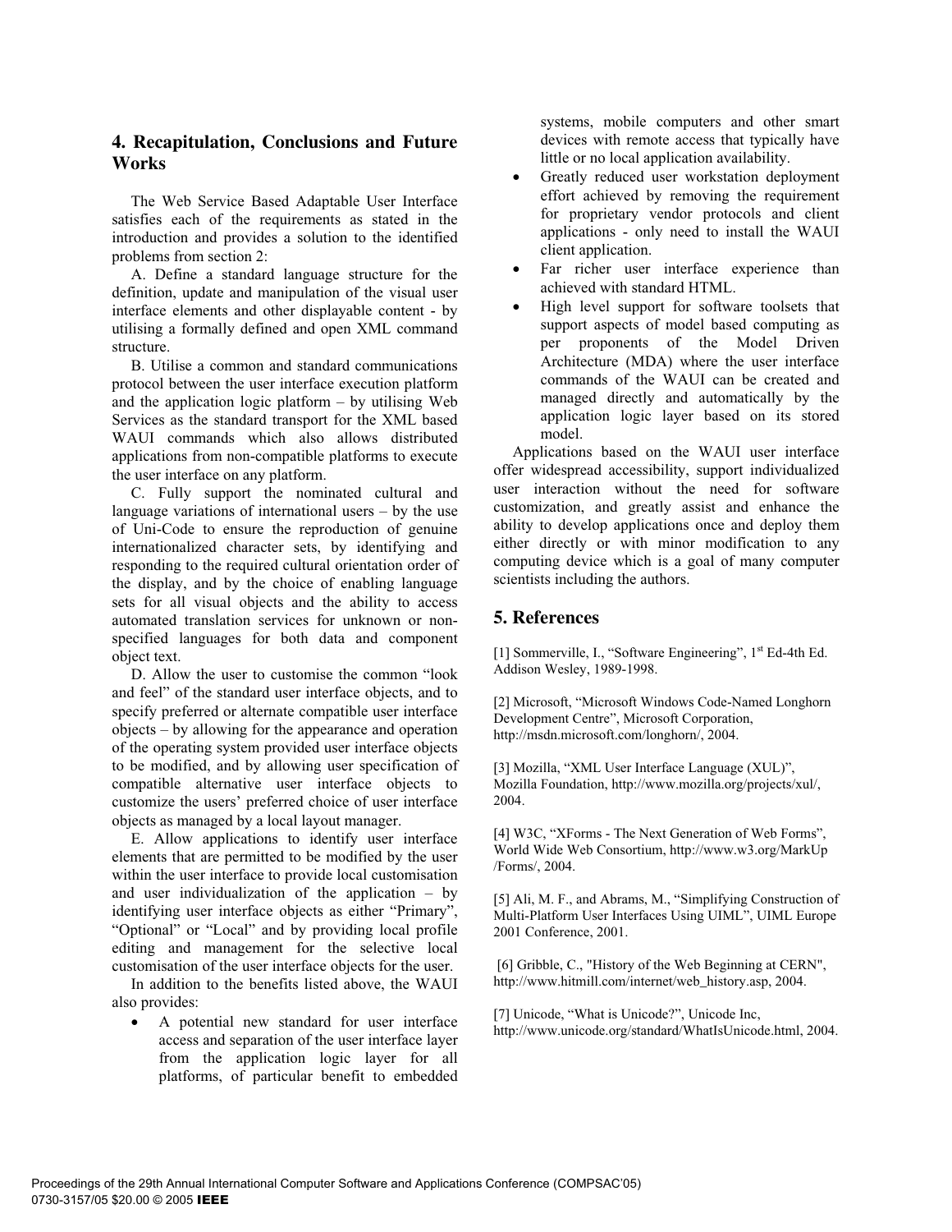## 4. Recapitulation, Conclusions and Future Works

The Web Service Based Adaptable User Interface satisfies each of the requirements as stated in the introduction and provides a solution to the identified problems from section 2:

A. Define a standard language structure for the definition, update and manipulation of the visual user interface elements and other displayable content - by utilising a formally defined and open XML command structure.

B. Utilise a common and standard communications protocol between the user interface execution platform and the application logic platform – by utilising Web Services as the standard transport for the XML based WAUI commands which also allows distributed applications from non-compatible platforms to execute the user interface on any platform.

C. Fully support the nominated cultural and language variations of international users – by the use of Uni-Code to ensure the reproduction of genuine internationalized character sets, by identifying and responding to the required cultural orientation order of the display, and by the choice of enabling language sets for all visual objects and the ability to access automated translation services for unknown or non-specified languages for both data and component object text.

D. Allow the user to customise the common "look and feel" of the standard user interface objects, and to specify preferred or alternate compatible user interface objects – by allowing for the appearance and operation of the operating system provided user interface objects to be modified, and by allowing user specification of compatible alternative user interface objects to customize the users' preferred choice of user interface objects as managed by a local layout manager.

E. Allow applications to identify user interface elements that are permitted to be modified by the user within the user interface to provide local customisation and user individualization of the application – by identifying user interface objects as either "Primary", "Optional" or "Local" and by providing local profile editing and management for the selective local customisation of the user interface objects for the user.

In addition to the benefits listed above, the WAUI also provides:

- A potential new standard for user interface access and separation of the user interface layer from the application logic layer for all platforms, of particular benefit to embedded systems, mobile computers and other smart devices with remote access that typically have little or no local application availability.
- Greatly reduced user workstation deployment effort achieved by removing the requirement for proprietary vendor protocols and client applications - only need to install the WAUI client application.
- Far richer user interface experience than achieved with standard HTML.
- High level support for software toolsets that support aspects of model based computing as per proponents of the Model Driven Architecture (MDA) where the user interface commands of the WAUI can be created and managed directly and automatically by the application logic layer based on its stored model.

Applications based on the WAUI user interface offer widespread accessibility, support individualized user interaction without the need for software customization, and greatly assist and enhance the ability to develop applications once and deploy them either directly or with minor modification to any computing device which is a goal of many computer scientists including the authors.

## 5. References

[1] Sommerville, I., "Software Engineering", 1st Ed-4th Ed. Addison Wesley, 1989-1998.

[2] Microsoft, "Microsoft Windows Code-Named Longhorn Development Centre", Microsoft Corporation, http://msdn.microsoft.com/longhorn/, 2004.

[3] Mozilla, "XML User Interface Language (XUL)", Mozilla Foundation, http://www.mozilla.org/projects/xul/, 2004.

[4] W3C, "XForms - The Next Generation of Web Forms", World Wide Web Consortium, http://www.w3.org/MarkUp/Forms/, 2004.

[5] Ali, M. F., and Abrams, M., "Simplifying Construction of Multi-Platform User Interfaces Using UIML", UIML Europe 2001 Conference, 2001.

[6] Gribble, C., "History of the Web Beginning at CERN", http://www.hitmill.com/internet/web_history.asp, 2004.

[7] Unicode, "What is Unicode?", Unicode Inc, http://www.unicode.org/standard/WhatIsUnicode.html, 2004.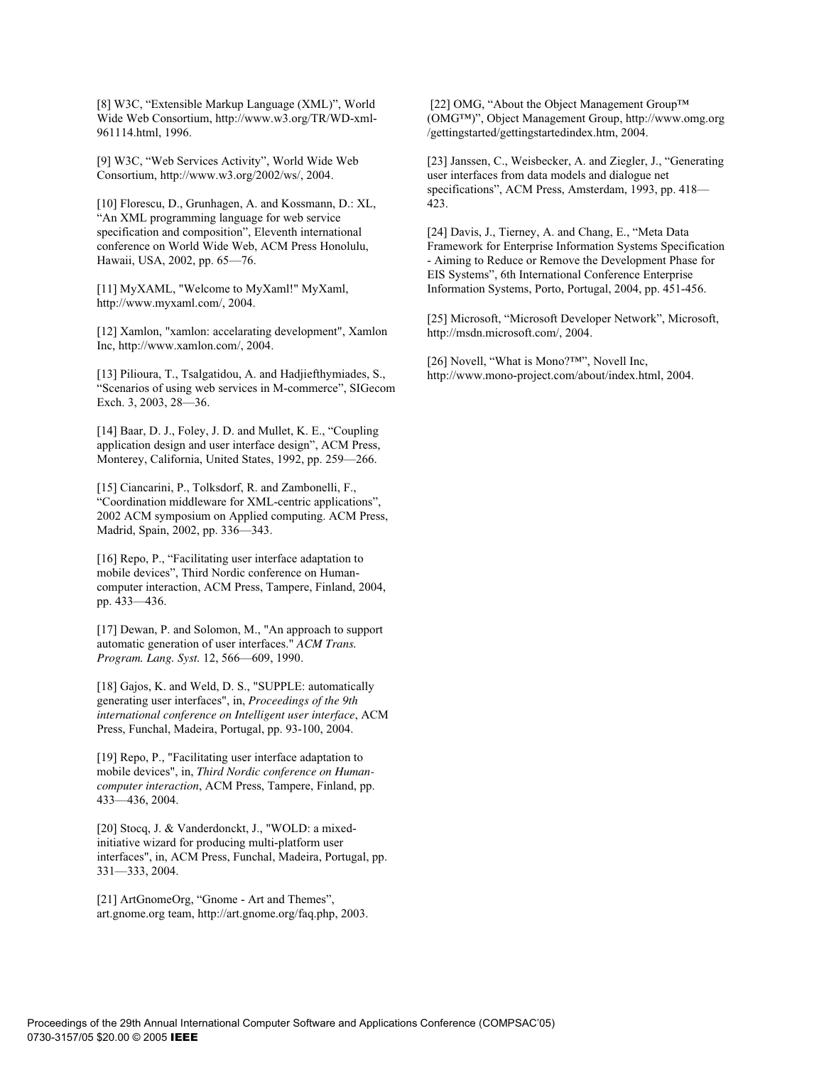[8] W3C, “Extensible Markup Language (XML)”, World Wide Web Consortium, http://www.w3.org/TR/WD-xml-961114.html, 1996.

[9] W3C, “Web Services Activity”, World Wide Web Consortium, http://www.w3.org/2002/ws/, 2004.

[10] Florescu, D., Grunhagen, A. and Kossmann, D.: XL, “An XML programming language for web service specification and composition”, Eleventh international conference on World Wide Web, ACM Press Honolulu, Hawaii, USA, 2002, pp. 65—76.

[11] MyXAML, "Welcome to MyXaml!" MyXaml, http://www.myxaml.com/, 2004.

[12] Xamlon, "xamlon: accelarating development", Xamlon Inc, http://www.xamlon.com/, 2004.

[13] Pilioura, T., Tsalgatidou, A. and Hadjiefthymiades, S., “Scenarios of using web services in M-commerce”, SIGecom Exch. 3, 2003, 28—36.

[14] Baar, D. J., Foley, J. D. and Mullet, K. E., “Coupling application design and user interface design”, ACM Press, Monterey, California, United States, 1992, pp. 259—266.

[15] Ciancarini, P., Tolksdorf, R. and Zambonelli, F., “Coordination middleware for XML-centric applications”, 2002 ACM symposium on Applied computing. ACM Press, Madrid, Spain, 2002, pp. 336—343.

[16] Repo, P., “Facilitating user interface adaptation to mobile devices”, Third Nordic conference on Human-computer interaction, ACM Press, Tampere, Finland, 2004, pp. 433—436.

[17] Dewan, P. and Solomon, M., "An approach to support automatic generation of user interfaces." *ACM Trans. Program. Lang. Syst.* 12, 566—609, 1990.

[18] Gajos, K. and Weld, D. S., "SUPPLE: automatically generating user interfaces", in, *Proceedings of the 9th international conference on Intelligent user interface*, ACM Press, Funchal, Madeira, Portugal, pp. 93-100, 2004.

[19] Repo, P., "Facilitating user interface adaptation to mobile devices", in, *Third Nordic conference on Human-computer interaction*, ACM Press, Tampere, Finland, pp. 433—436, 2004.

[20] Stocq, J. & Vanderdonckt, J., "WOLD: a mixed-initiative wizard for producing multi-platform user interfaces", in, ACM Press, Funchal, Madeira, Portugal, pp. 331—333, 2004.

[21] ArtGnomeOrg, “Gnome - Art and Themes”, art.gnome.org team, http://art.gnome.org/faq.php, 2003.

[22] OMG, “About the Object Management Group™ (OMG™)”, Object Management Group, http://www.omg.org /gettingstarted/gettingstartedindex.htm, 2004.

[23] Janssen, C., Weisbecker, A. and Ziegler, J., “Generating user interfaces from data models and dialogue net specifications”, ACM Press, Amsterdam, 1993, pp. 418—423.

[24] Davis, J., Tierney, A. and Chang, E., “Meta Data Framework for Enterprise Information Systems Specification - Aiming to Reduce or Remove the Development Phase for EIS Systems”, 6th International Conference Enterprise Information Systems, Porto, Portugal, 2004, pp. 451-456.

[25] Microsoft, “Microsoft Developer Network”, Microsoft, http://msdn.microsoft.com/, 2004.

[26] Novell, “What is Mono?™”, Novell Inc, http://www.mono-project.com/about/index.html, 2004.